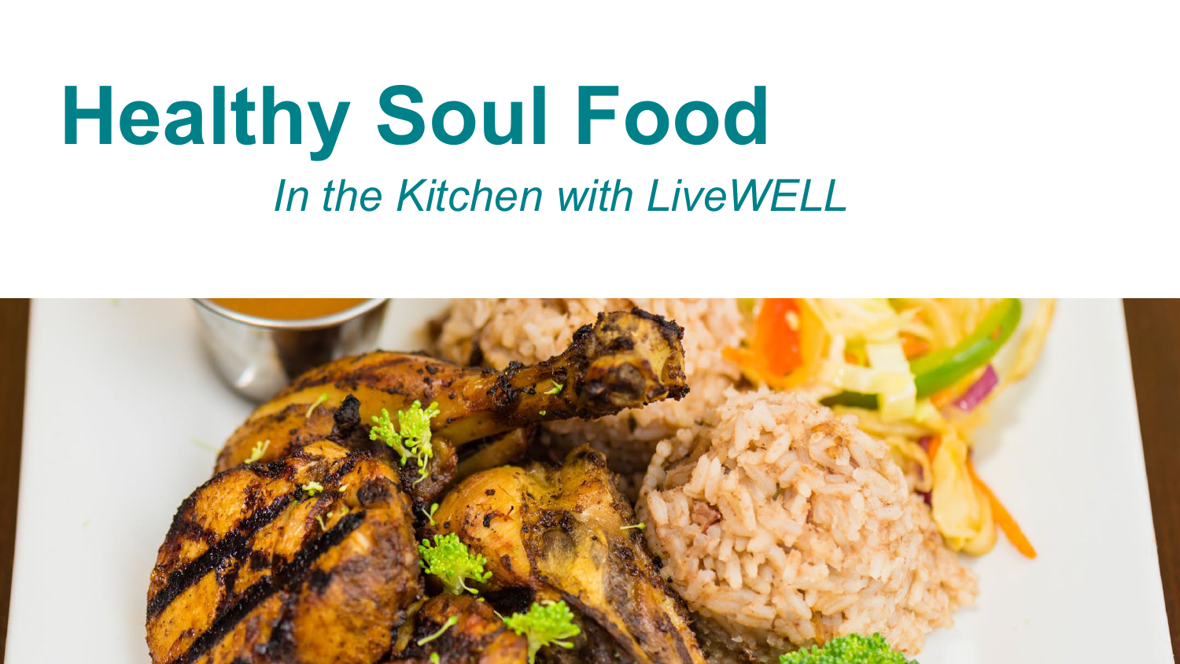# Healthy Soul Food

*In the Kitchen with LiveWELL*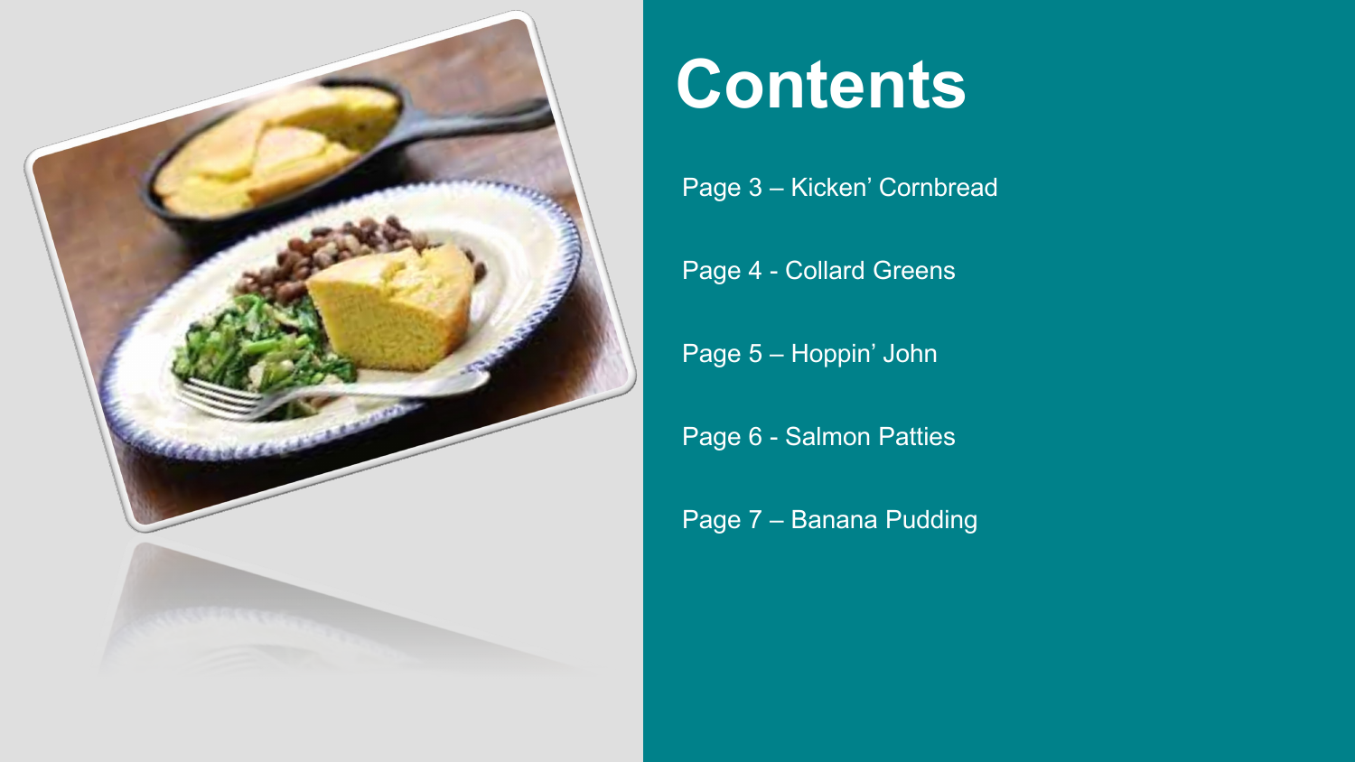# Contents

Page 3 – Kicken' Cornbread

Page 4 - Collard Greens

Page 5 – Hoppin' John

Page 6 - Salmon Patties

Page 7 – Banana Pudding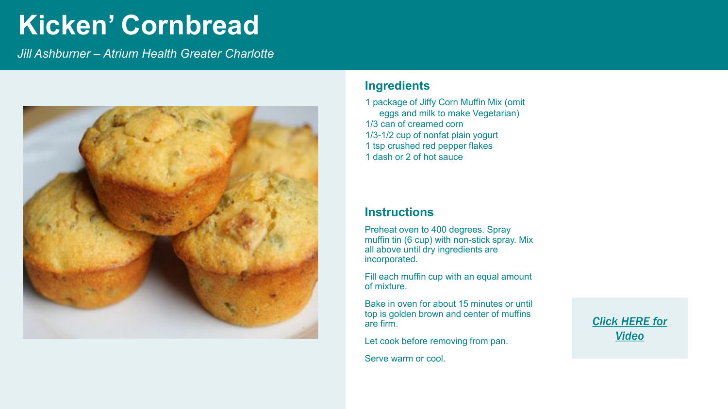# Kicken' Cornbread

*Jill Ashburner – Atrium Health Greater Charlotte*

## Ingredients

- 1 package of Jiffy Corn Muffin Mix (omit eggs and milk to make Vegetarian)
- 1/3 can of creamed corn
- 1/3-1/2 cup of nonfat plain yogurt
- 1 tsp crushed red pepper flakes
- 1 dash or 2 of hot sauce

## Instructions

Preheat oven to 400 degrees. Spray muffin tin (6 cup) with non-stick spray. Mix all above until dry ingredients are incorporated.

Fill each muffin cup with an equal amount of mixture.

Bake in oven for about 15 minutes or until top is golden brown and center of muffins are firm.

Let cook before removing from pan.

Serve warm or cool.

***Click HERE for Video***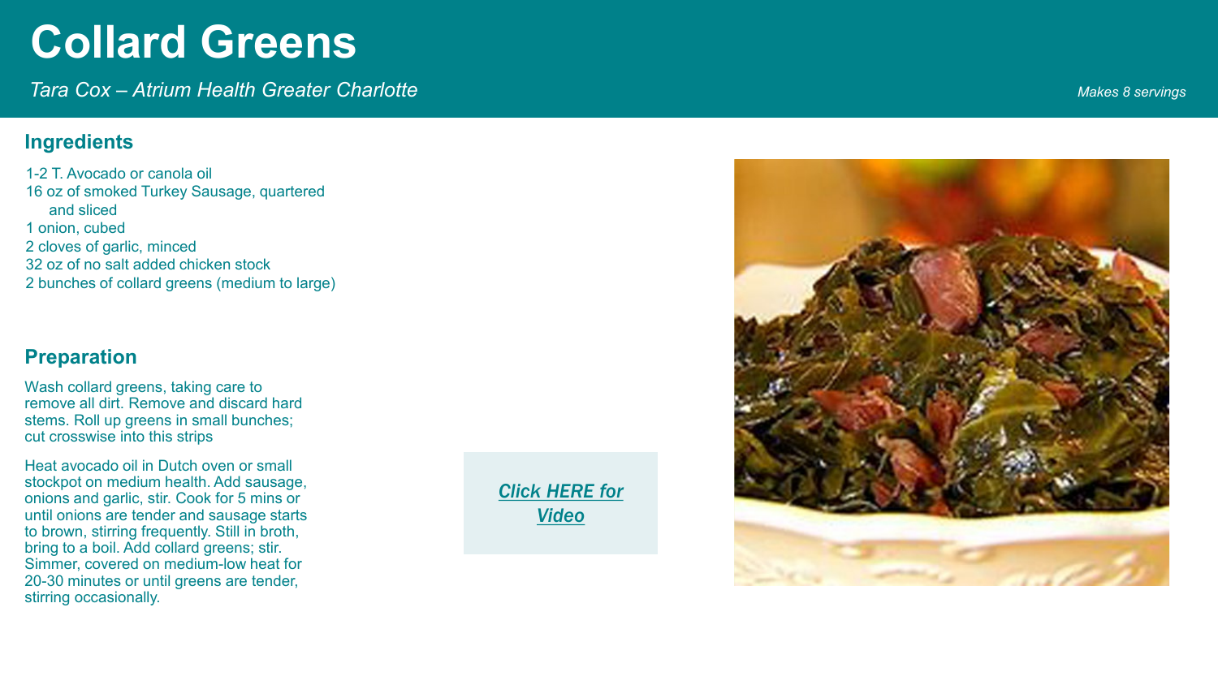# Collard Greens

*Tara Cox – Atrium Health Greater Charlotte*

*Makes 8 servings*

## Ingredients

- 1-2 T. Avocado or canola oil
- 16 oz of smoked Turkey Sausage, quartered and sliced
- 1 onion, cubed
- 2 cloves of garlic, minced
- 32 oz of no salt added chicken stock
- 2 bunches of collard greens (medium to large)

## Preparation

Wash collard greens, taking care to remove all dirt. Remove and discard hard stems. Roll up greens in small bunches; cut crosswise into this strips

Heat avocado oil in Dutch oven or small stockpot on medium health. Add sausage, onions and garlic, stir. Cook for 5 mins or until onions are tender and sausage starts to brown, stirring frequently. Still in broth, bring to a boil. Add collard greens; stir. Simmer, covered on medium-low heat for 20-30 minutes or until greens are tender, stirring occasionally.

***Click HERE for Video***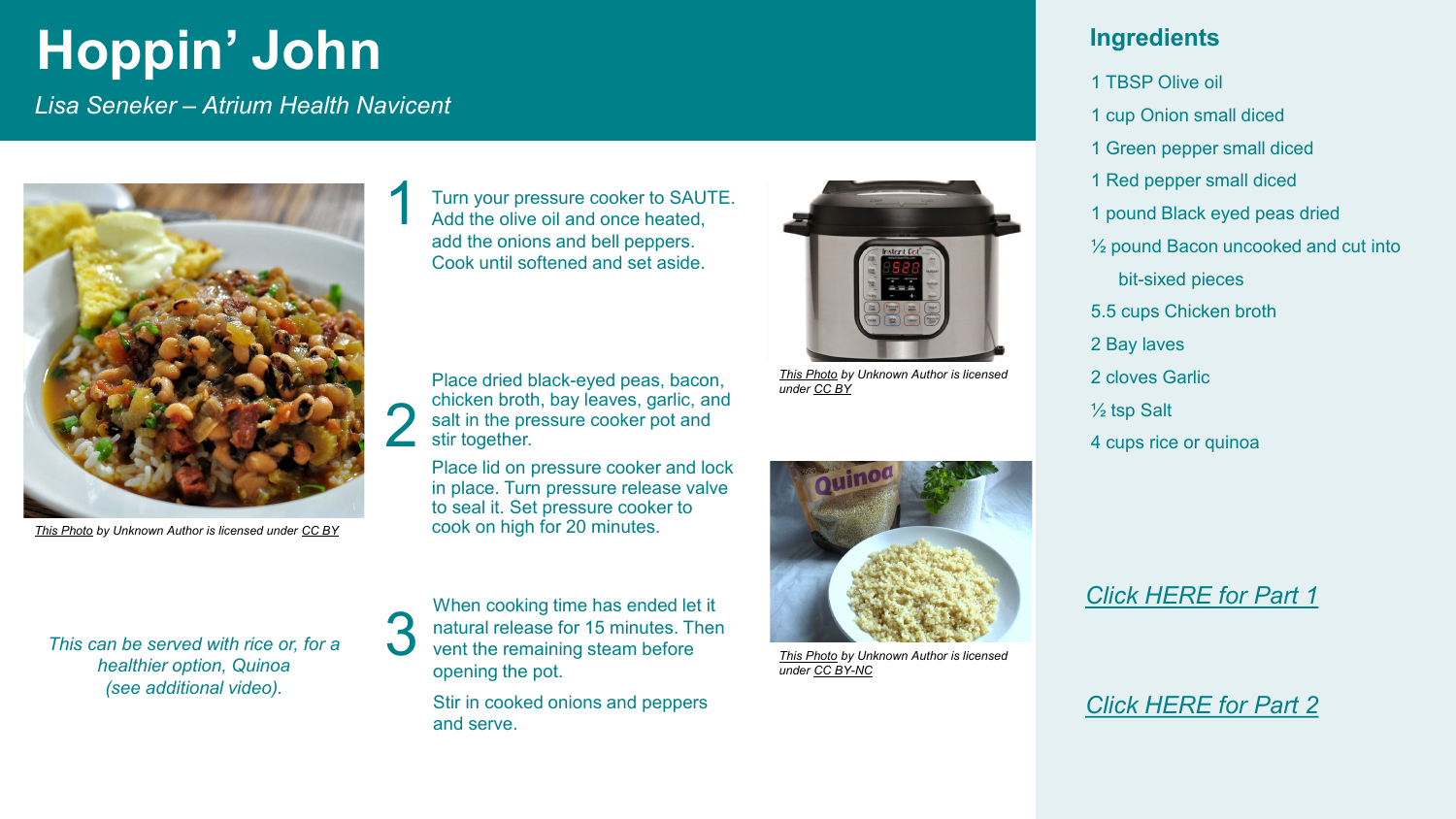# Hoppin' John

*Lisa Seneker – Atrium Health Navicent*

*This Photo by Unknown Author is licensed under CC BY*

*This can be served with rice or, for a healthier option, Quinoa (see additional video).*

1. Turn your pressure cooker to SAUTE. Add the olive oil and once heated, add the onions and bell peppers. Cook until softened and set aside.

2. Place dried black-eyed peas, bacon, chicken broth, bay leaves, garlic, and salt in the pressure cooker pot and stir together.

   Place lid on pressure cooker and lock in place. Turn pressure release valve to seal it. Set pressure cooker to cook on high for 20 minutes.

3. When cooking time has ended let it natural release for 15 minutes. Then vent the remaining steam before opening the pot.

   Stir in cooked onions and peppers and serve.

*This Photo by Unknown Author is licensed under CC BY*

*This Photo by Unknown Author is licensed under CC BY-NC*

## Ingredients

- 1 TBSP Olive oil
- 1 cup Onion small diced
- 1 Green pepper small diced
- 1 Red pepper small diced
- 1 pound Black eyed peas dried
- ½ pound Bacon uncooked and cut into bit-sixed pieces
- 5.5 cups Chicken broth
- 2 Bay laves
- 2 cloves Garlic
- ½ tsp Salt
- 4 cups rice or quinoa

*Click HERE for Part 1*

*Click HERE for Part 2*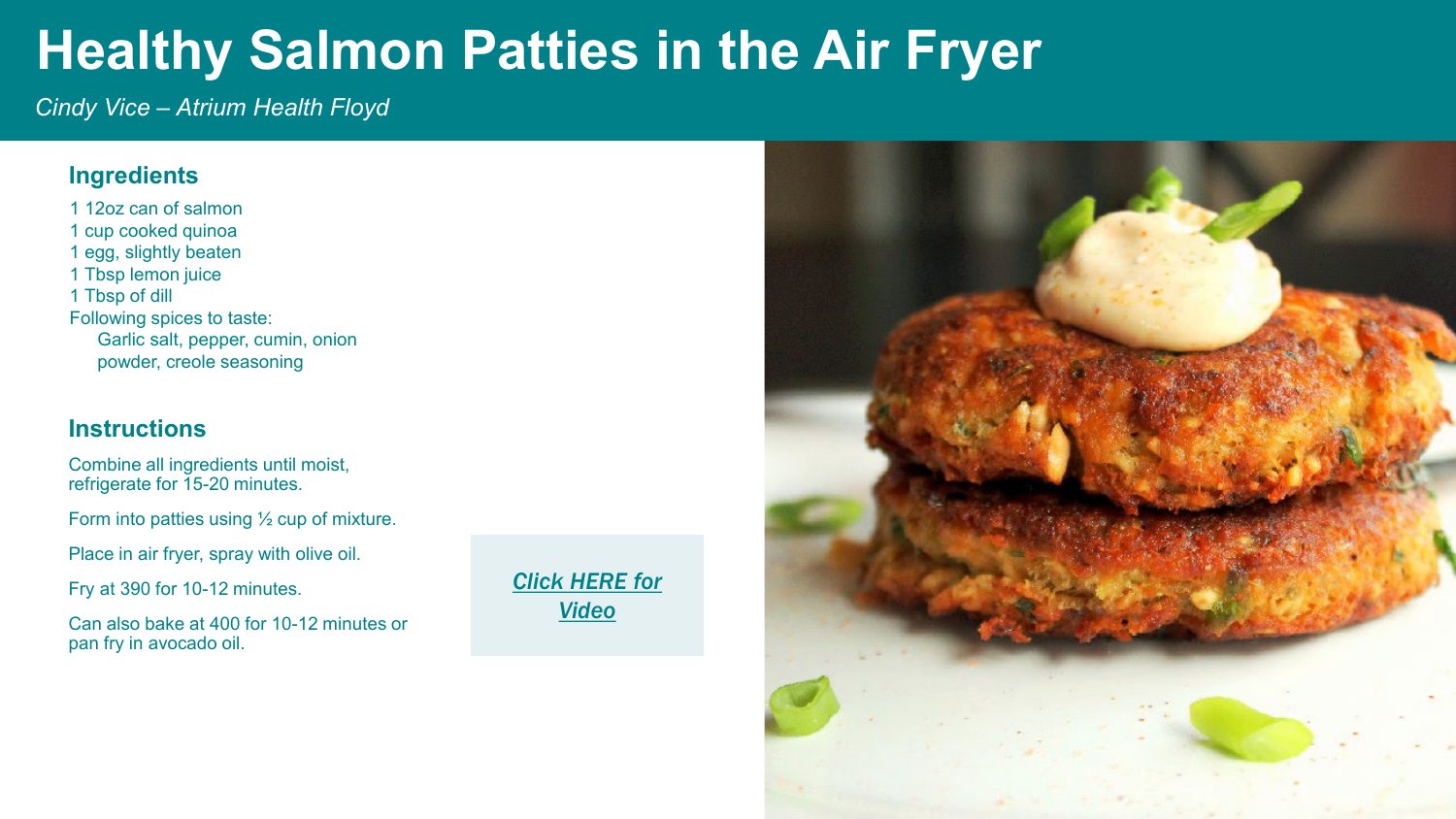# Healthy Salmon Patties in the Air Fryer

*Cindy Vice – Atrium Health Floyd*

## Ingredients

1 12oz can of salmon
1 cup cooked quinoa
1 egg, slightly beaten
1 Tbsp lemon juice
1 Tbsp of dill
Following spices to taste:
  Garlic salt, pepper, cumin, onion powder, creole seasoning

## Instructions

Combine all ingredients until moist, refrigerate for 15-20 minutes.

Form into patties using ½ cup of mixture.

Place in air fryer, spray with olive oil.

Fry at 390 for 10-12 minutes.

Can also bake at 400 for 10-12 minutes or pan fry in avocado oil.

***Click HERE for Video***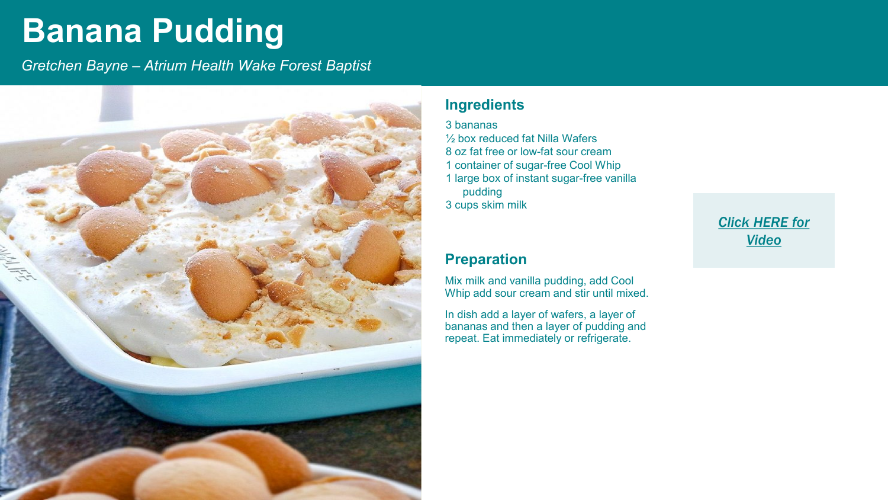# Banana Pudding

*Gretchen Bayne – Atrium Health Wake Forest Baptist*

## Ingredients

3 bananas
½ box reduced fat Nilla Wafers
8 oz fat free or low-fat sour cream
1 container of sugar-free Cool Whip
1 large box of instant sugar-free vanilla pudding
3 cups skim milk

## Preparation

Mix milk and vanilla pudding, add Cool Whip add sour cream and stir until mixed.

In dish add a layer of wafers, a layer of bananas and then a layer of pudding and repeat. Eat immediately or refrigerate.

***Click HERE for Video***